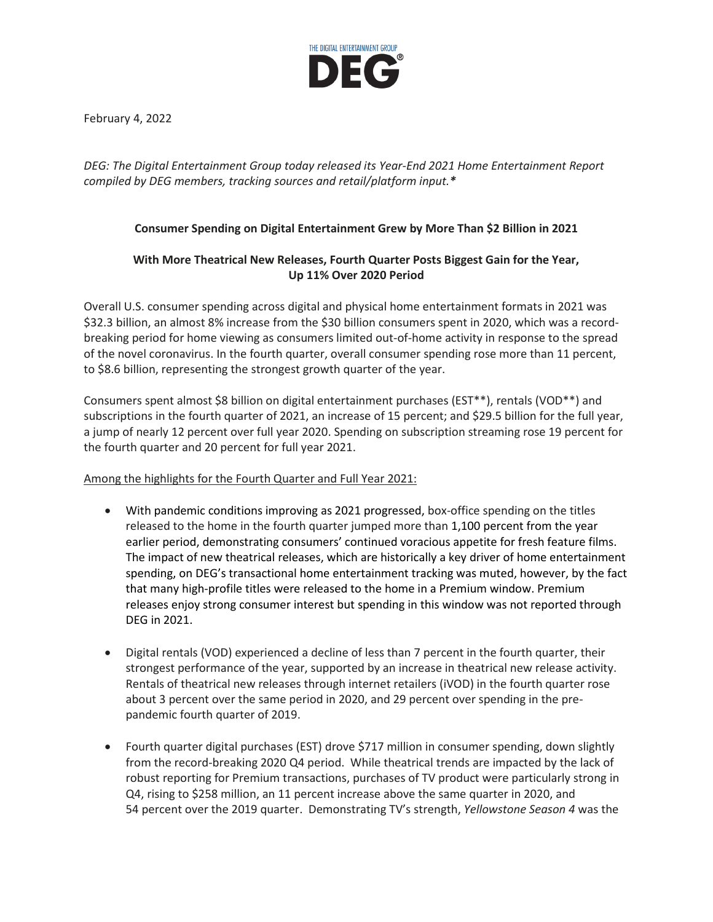THE DIGITAL ENTERTAINMENT GROUP

**DEG**®

February 4, 2022

*DEG: The Digital Entertainment Group today released its Year-End 2021 Home Entertainment Report compiled by DEG members, tracking sources and retail/platform input.**

**Consumer Spending on Digital Entertainment Grew by More Than $2 Billion in 2021**

**With More Theatrical New Releases, Fourth Quarter Posts Biggest Gain for the Year, Up 11% Over 2020 Period**

Overall U.S. consumer spending across digital and physical home entertainment formats in 2021 was $32.3 billion, an almost 8% increase from the $30 billion consumers spent in 2020, which was a record-breaking period for home viewing as consumers limited out-of-home activity in response to the spread of the novel coronavirus. In the fourth quarter, overall consumer spending rose more than 11 percent, to $8.6 billion, representing the strongest growth quarter of the year.

Consumers spent almost $8 billion on digital entertainment purchases (EST**), rentals (VOD**) and subscriptions in the fourth quarter of 2021, an increase of 15 percent; and $29.5 billion for the full year, a jump of nearly 12 percent over full year 2020. Spending on subscription streaming rose 19 percent for the fourth quarter and 20 percent for full year 2021.

Among the highlights for the Fourth Quarter and Full Year 2021:

- With pandemic conditions improving as 2021 progressed, box-office spending on the titles released to the home in the fourth quarter jumped more than 1,100 percent from the year earlier period, demonstrating consumers' continued voracious appetite for fresh feature films. The impact of new theatrical releases, which are historically a key driver of home entertainment spending, on DEG's transactional home entertainment tracking was muted, however, by the fact that many high-profile titles were released to the home in a Premium window. Premium releases enjoy strong consumer interest but spending in this window was not reported through DEG in 2021.

- Digital rentals (VOD) experienced a decline of less than 7 percent in the fourth quarter, their strongest performance of the year, supported by an increase in theatrical new release activity. Rentals of theatrical new releases through internet retailers (iVOD) in the fourth quarter rose about 3 percent over the same period in 2020, and 29 percent over spending in the pre-pandemic fourth quarter of 2019.

- Fourth quarter digital purchases (EST) drove $717 million in consumer spending, down slightly from the record-breaking 2020 Q4 period. While theatrical trends are impacted by the lack of robust reporting for Premium transactions, purchases of TV product were particularly strong in Q4, rising to $258 million, an 11 percent increase above the same quarter in 2020, and 54 percent over the 2019 quarter. Demonstrating TV's strength, *Yellowstone Season 4* was the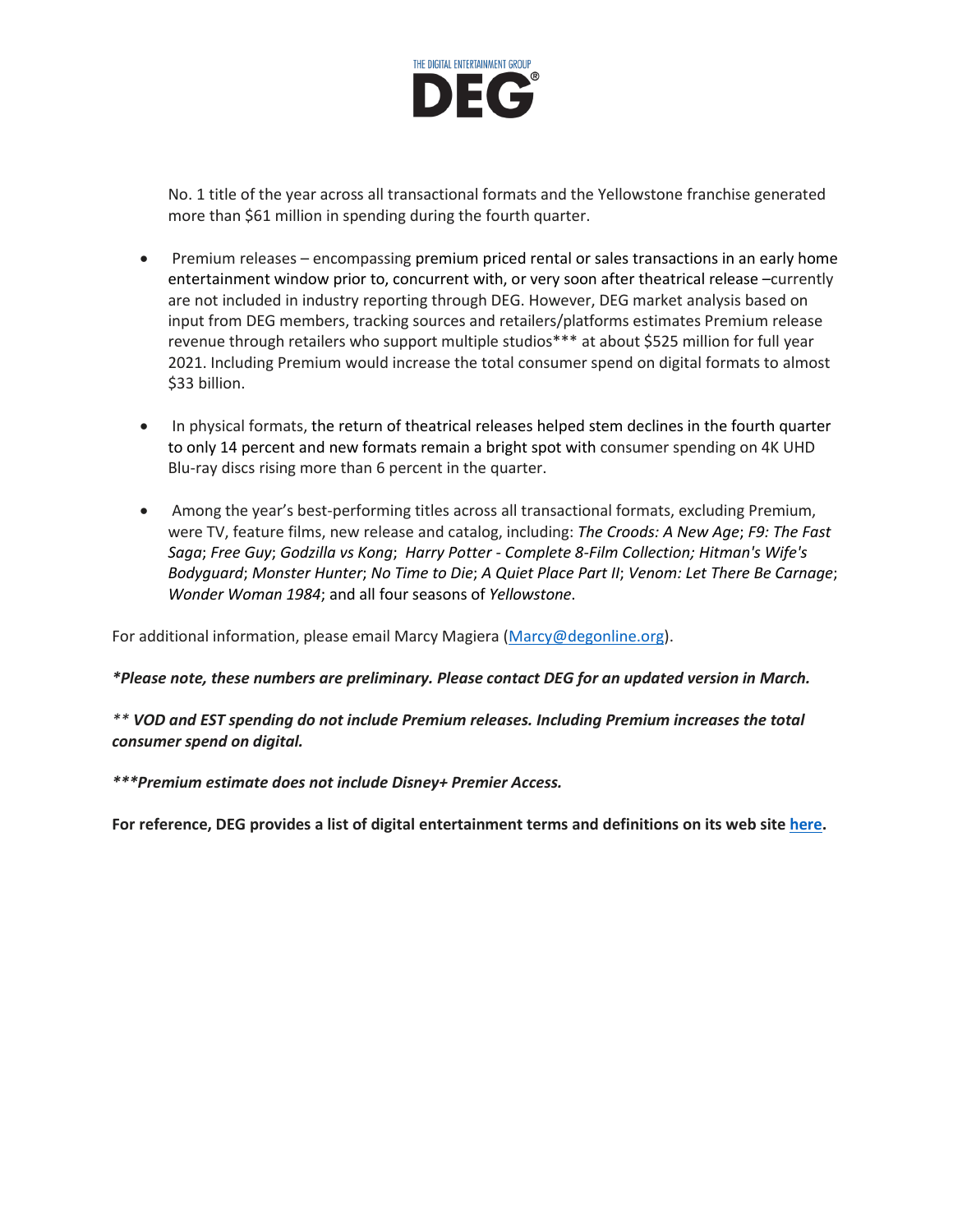No. 1 title of the year across all transactional formats and the Yellowstone franchise generated more than $61 million in spending during the fourth quarter.

- Premium releases – encompassing premium priced rental or sales transactions in an early home entertainment window prior to, concurrent with, or very soon after theatrical release –currently are not included in industry reporting through DEG. However, DEG market analysis based on input from DEG members, tracking sources and retailers/platforms estimates Premium release revenue through retailers who support multiple studios*** at about $525 million for full year 2021. Including Premium would increase the total consumer spend on digital formats to almost $33 billion.

- In physical formats, the return of theatrical releases helped stem declines in the fourth quarter to only 14 percent and new formats remain a bright spot with consumer spending on 4K UHD Blu-ray discs rising more than 6 percent in the quarter.

- Among the year's best-performing titles across all transactional formats, excluding Premium, were TV, feature films, new release and catalog, including: *The Croods: A New Age*; *F9: The Fast Saga*; *Free Guy*; *Godzilla vs Kong*; *Harry Potter - Complete 8-Film Collection; Hitman's Wife's Bodyguard*; *Monster Hunter*; *No Time to Die*; *A Quiet Place Part II*; *Venom: Let There Be Carnage*; *Wonder Woman 1984*; and all four seasons of *Yellowstone*.

For additional information, please email Marcy Magiera (Marcy@degonline.org).

***Please note, these numbers are preliminary. Please contact DEG for an updated version in March.***

***\* VOD and EST spending do not include Premium releases. Including Premium increases the total consumer spend on digital.***

****\*Premium estimate does not include Disney+ Premier Access.***

**For reference, DEG provides a list of digital entertainment terms and definitions on its web site here.**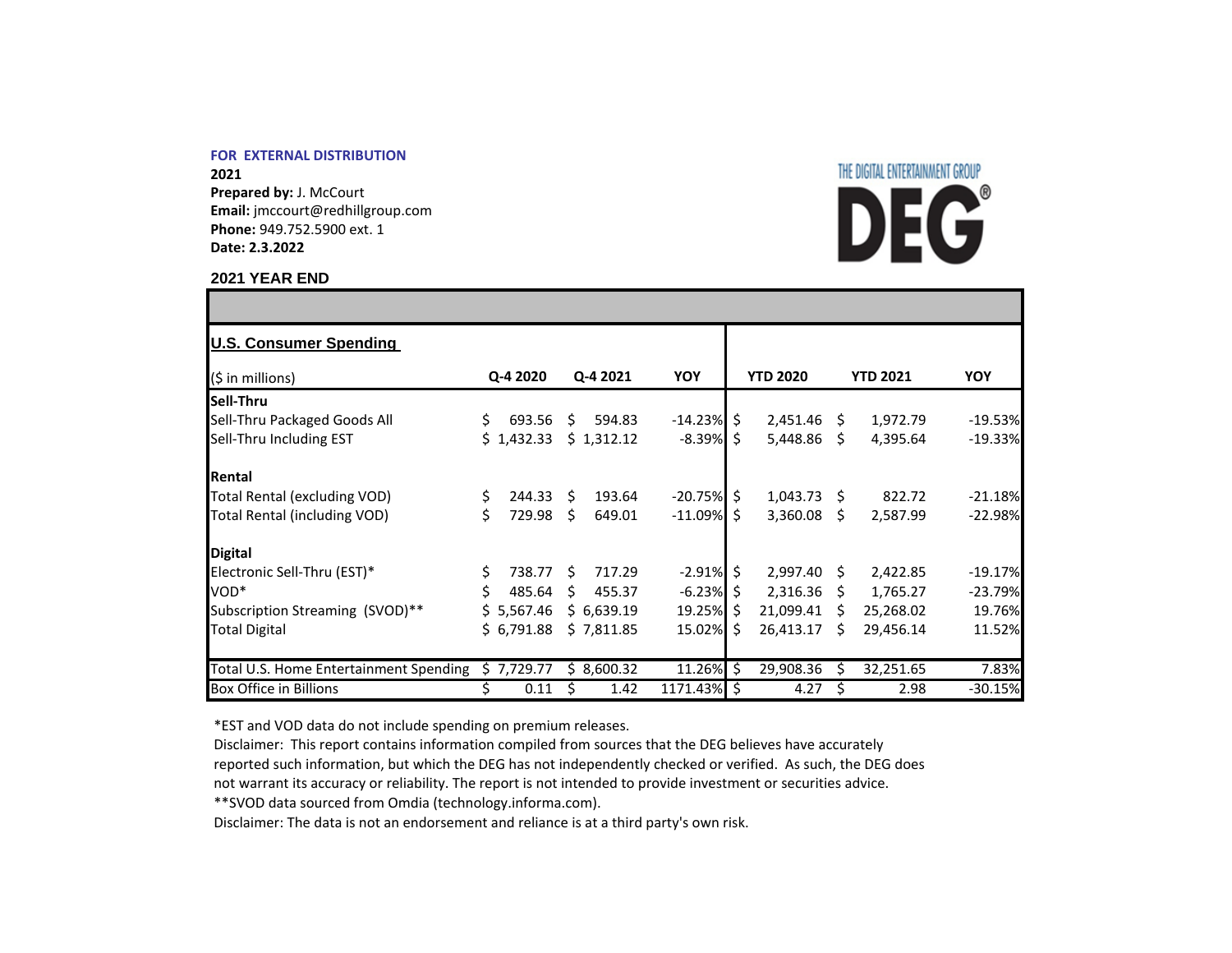**FOR EXTERNAL DISTRIBUTION**
**2021**
**Prepared by:** J. McCourt
**Email:** jmccourt@redhillgroup.com
**Phone:** 949.752.5900 ext. 1
**Date: 2.3.2022**

THE DIGITAL ENTERTAINMENT GROUP
DEG®

## 2021 YEAR END

| U.S. Consumer Spending ($ in millions) | Q-4 2020 | Q-4 2021 | YOY | YTD 2020 | YTD 2021 | YOY |
|---|---|---|---|---|---|---|
| **Sell-Thru** | | | | | | |
| Sell-Thru Packaged Goods All | $ 693.56 | $ 594.83 | -14.23% | $ 2,451.46 | $ 1,972.79 | -19.53% |
| Sell-Thru Including EST | $ 1,432.33 | $ 1,312.12 | -8.39% | $ 5,448.86 | $ 4,395.64 | -19.33% |
| **Rental** | | | | | | |
| Total Rental (excluding VOD) | $ 244.33 | $ 193.64 | -20.75% | $ 1,043.73 | $ 822.72 | -21.18% |
| Total Rental (including VOD) | $ 729.98 | $ 649.01 | -11.09% | $ 3,360.08 | $ 2,587.99 | -22.98% |
| **Digital** | | | | | | |
| Electronic Sell-Thru (EST)* | $ 738.77 | $ 717.29 | -2.91% | $ 2,997.40 | $ 2,422.85 | -19.17% |
| VOD* | $ 485.64 | $ 455.37 | -6.23% | $ 2,316.36 | $ 1,765.27 | -23.79% |
| Subscription Streaming (SVOD)** | $ 5,567.46 | $ 6,639.19 | 19.25% | $ 21,099.41 | $ 25,268.02 | 19.76% |
| Total Digital | $ 6,791.88 | $ 7,811.85 | 15.02% | $ 26,413.17 | $ 29,456.14 | 11.52% |
| Total U.S. Home Entertainment Spending | $ 7,729.77 | $ 8,600.32 | 11.26% | $ 29,908.36 | $ 32,251.65 | 7.83% |
| Box Office in Billions | $ 0.11 | $ 1.42 | 1171.43% | $ 4.27 | $ 2.98 | -30.15% |

*EST and VOD data do not include spending on premium releases.
Disclaimer: This report contains information compiled from sources that the DEG believes have accurately reported such information, but which the DEG has not independently checked or verified. As such, the DEG does not warrant its accuracy or reliability. The report is not intended to provide investment or securities advice.
**SVOD data sourced from Omdia (technology.informa.com).
Disclaimer: The data is not an endorsement and reliance is at a third party's own risk.